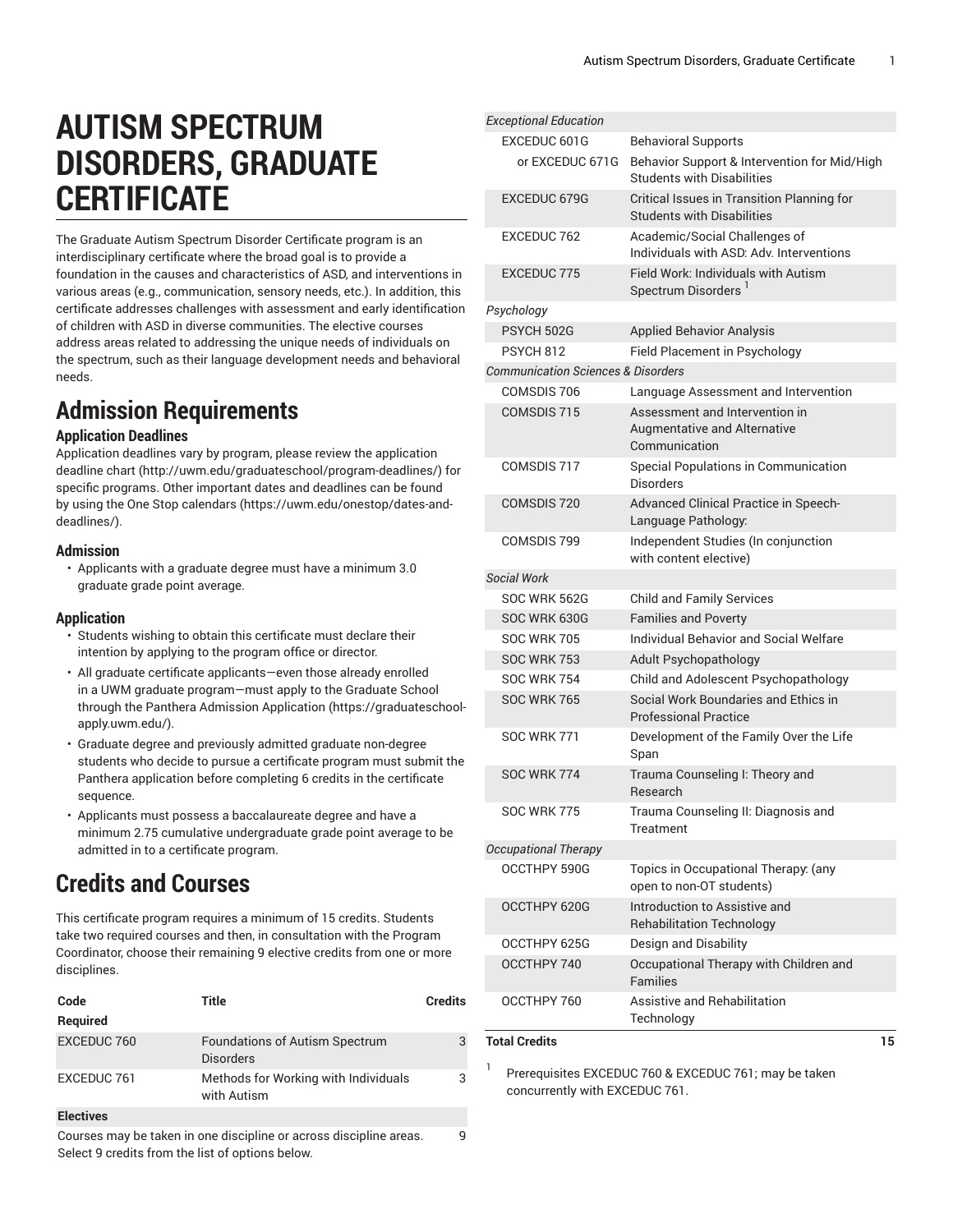# AUTISM SPECTRUM DISORDERS, GRADUATE CERTIFICATE

The Graduate Autism Spectrum Disorder Certificate program is an interdisciplinary certificate where the broad goal is to provide a foundation in the causes and characteristics of ASD, and interventions in various areas (e.g., communication, sensory needs, etc.). In addition, this certificate addresses challenges with assessment and early identification of children with ASD in diverse communities. The elective courses address areas related to addressing the unique needs of individuals on the spectrum, such as their language development needs and behavioral needs.

## Admission Requirements

### Application Deadlines

Application deadlines vary by program, please review the application deadline chart (http://uwm.edu/graduateschool/program-deadlines/) for specific programs. Other important dates and deadlines can be found by using the One Stop calendars (https://uwm.edu/onestop/dates-and-deadlines/).

### Admission

- Applicants with a graduate degree must have a minimum 3.0 graduate grade point average.

### Application

- Students wishing to obtain this certificate must declare their intention by applying to the program office or director.
- All graduate certificate applicants—even those already enrolled in a UWM graduate program—must apply to the Graduate School through the Panthera Admission Application (https://graduateschool-apply.uwm.edu/).
- Graduate degree and previously admitted graduate non-degree students who decide to pursue a certificate program must submit the Panthera application before completing 6 credits in the certificate sequence.
- Applicants must possess a baccalaureate degree and have a minimum 2.75 cumulative undergraduate grade point average to be admitted in to a certificate program.

## Credits and Courses

This certificate program requires a minimum of 15 credits. Students take two required courses and then, in consultation with the Program Coordinator, choose their remaining 9 elective credits from one or more disciplines.

| Code | Title | Credits |
|---|---|---|
| **Required** | | |
| EXCEDUC 760 | Foundations of Autism Spectrum Disorders | 3 |
| EXCEDUC 761 | Methods for Working with Individuals with Autism | 3 |
| **Electives** | | |
| Courses may be taken in one discipline or across discipline areas. Select 9 credits from the list of options below. | | 9 |
| *Exceptional Education* | | |
| EXCEDUC 601G | Behavioral Supports | |
| or EXCEDUC 671G | Behavior Support & Intervention for Mid/High Students with Disabilities | |
| EXCEDUC 679G | Critical Issues in Transition Planning for Students with Disabilities | |
| EXCEDUC 762 | Academic/Social Challenges of Individuals with ASD: Adv. Interventions | |
| EXCEDUC 775 | Field Work: Individuals with Autism Spectrum Disorders [1] | |
| *Psychology* | | |
| PSYCH 502G | Applied Behavior Analysis | |
| PSYCH 812 | Field Placement in Psychology | |
| *Communication Sciences & Disorders* | | |
| COMSDIS 706 | Language Assessment and Intervention | |
| COMSDIS 715 | Assessment and Intervention in Augmentative and Alternative Communication | |
| COMSDIS 717 | Special Populations in Communication Disorders | |
| COMSDIS 720 | Advanced Clinical Practice in Speech-Language Pathology: | |
| COMSDIS 799 | Independent Studies (In conjunction with content elective) | |
| *Social Work* | | |
| SOC WRK 562G | Child and Family Services | |
| SOC WRK 630G | Families and Poverty | |
| SOC WRK 705 | Individual Behavior and Social Welfare | |
| SOC WRK 753 | Adult Psychopathology | |
| SOC WRK 754 | Child and Adolescent Psychopathology | |
| SOC WRK 765 | Social Work Boundaries and Ethics in Professional Practice | |
| SOC WRK 771 | Development of the Family Over the Life Span | |
| SOC WRK 774 | Trauma Counseling I: Theory and Research | |
| SOC WRK 775 | Trauma Counseling II: Diagnosis and Treatment | |
| *Occupational Therapy* | | |
| OCCTHPY 590G | Topics in Occupational Therapy: (any open to non-OT students) | |
| OCCTHPY 620G | Introduction to Assistive and Rehabilitation Technology | |
| OCCTHPY 625G | Design and Disability | |
| OCCTHPY 740 | Occupational Therapy with Children and Families | |
| OCCTHPY 760 | Assistive and Rehabilitation Technology | |
| **Total Credits** | | **15** |

[1] Prerequisites EXCEDUC 760 & EXCEDUC 761; may be taken concurrently with EXCEDUC 761.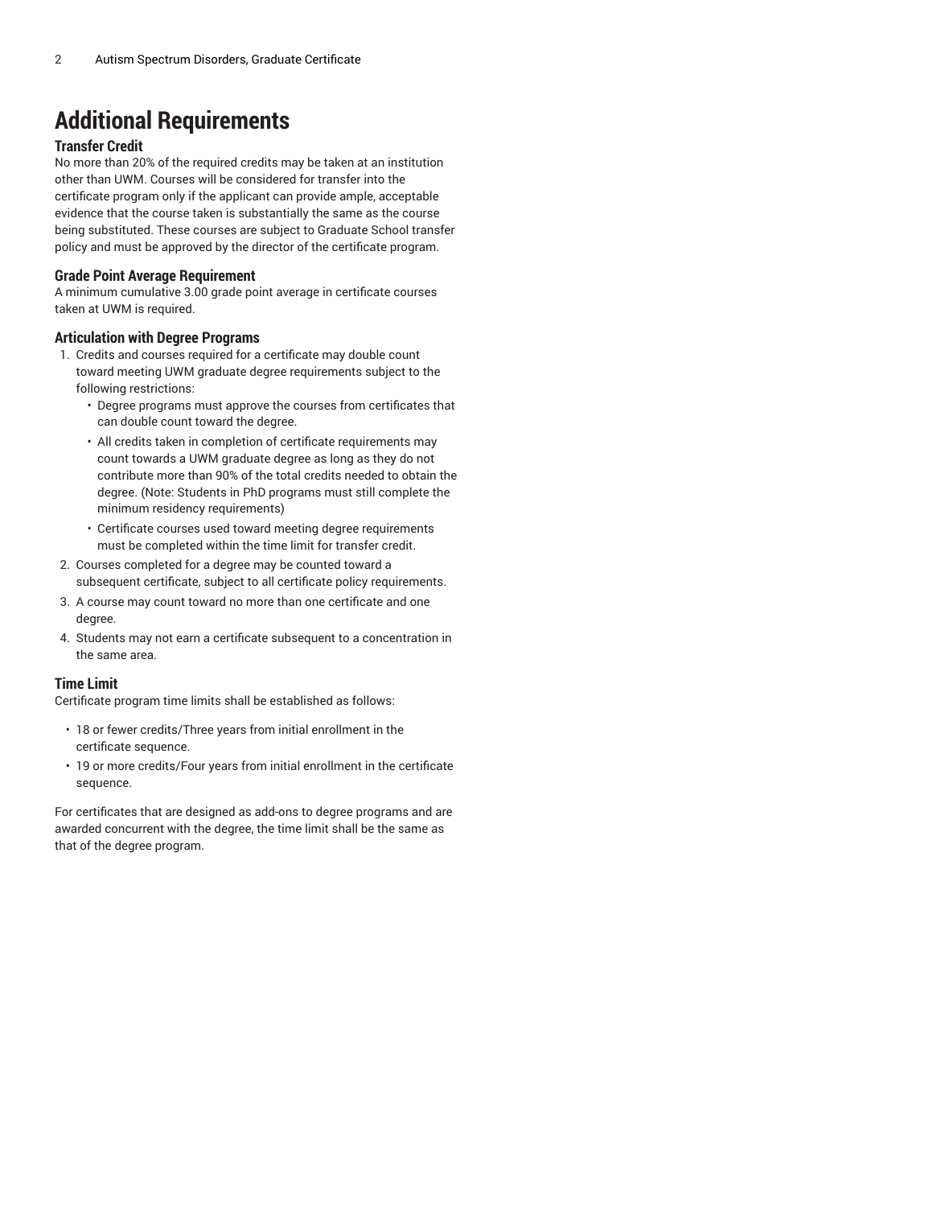# Additional Requirements

### Transfer Credit

No more than 20% of the required credits may be taken at an institution other than UWM. Courses will be considered for transfer into the certificate program only if the applicant can provide ample, acceptable evidence that the course taken is substantially the same as the course being substituted. These courses are subject to Graduate School transfer policy and must be approved by the director of the certificate program.

### Grade Point Average Requirement

A minimum cumulative 3.00 grade point average in certificate courses taken at UWM is required.

### Articulation with Degree Programs

1. Credits and courses required for a certificate may double count toward meeting UWM graduate degree requirements subject to the following restrictions:
    - Degree programs must approve the courses from certificates that can double count toward the degree.
    - All credits taken in completion of certificate requirements may count towards a UWM graduate degree as long as they do not contribute more than 90% of the total credits needed to obtain the degree. (Note: Students in PhD programs must still complete the minimum residency requirements)
    - Certificate courses used toward meeting degree requirements must be completed within the time limit for transfer credit.
2. Courses completed for a degree may be counted toward a subsequent certificate, subject to all certificate policy requirements.
3. A course may count toward no more than one certificate and one degree.
4. Students may not earn a certificate subsequent to a concentration in the same area.

### Time Limit

Certificate program time limits shall be established as follows:

- 18 or fewer credits/Three years from initial enrollment in the certificate sequence.
- 19 or more credits/Four years from initial enrollment in the certificate sequence.

For certificates that are designed as add-ons to degree programs and are awarded concurrent with the degree, the time limit shall be the same as that of the degree program.